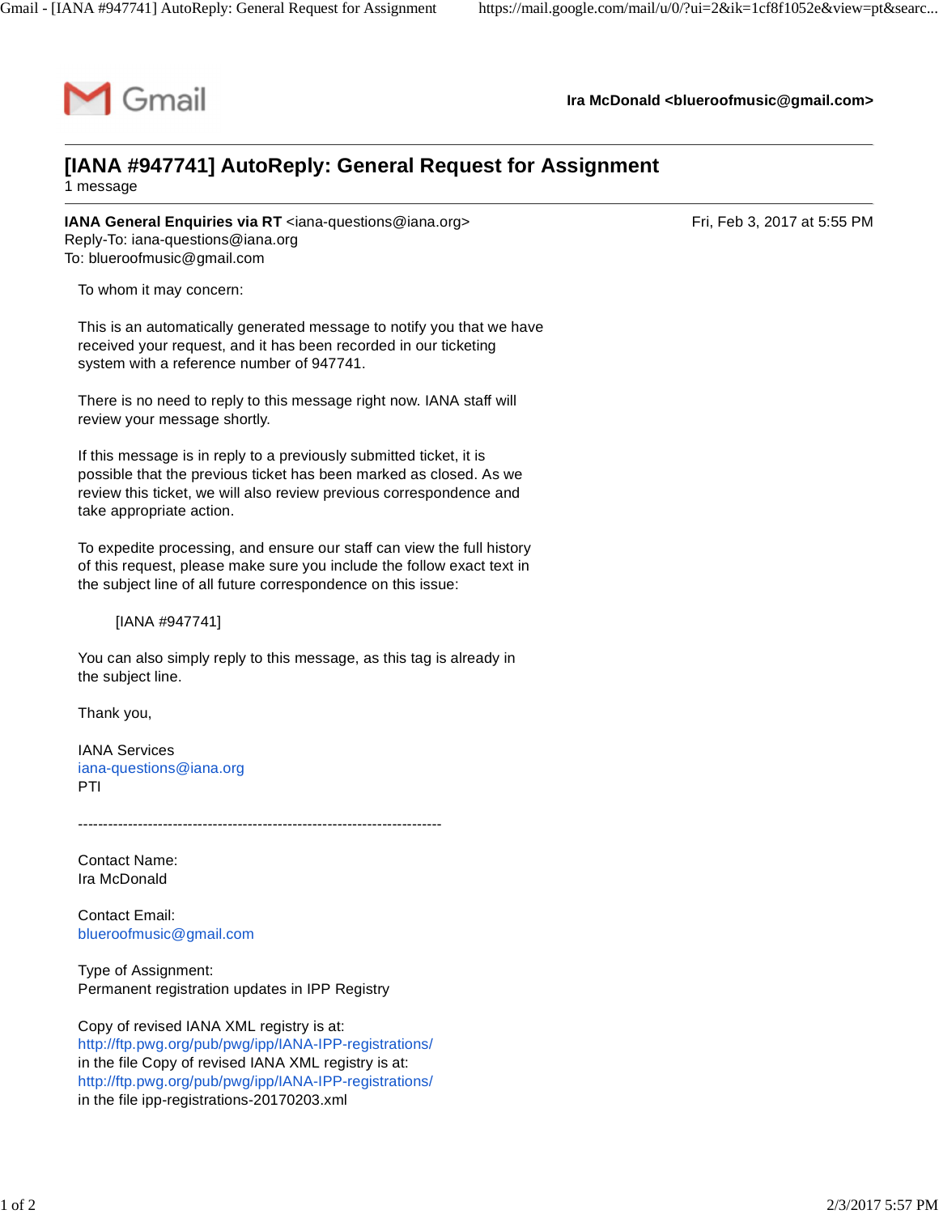Gmail

**Ira McDonald <blueroofmusic@gmail.com>**

---

# [IANA #947741] AutoReply: General Request for Assignment

1 message

---

**IANA General Enquiries via RT** <iana-questions@iana.org>
Reply-To: iana-questions@iana.org
To: blueroofmusic@gmail.com

Fri, Feb 3, 2017 at 5:55 PM

To whom it may concern:

This is an automatically generated message to notify you that we have received your request, and it has been recorded in our ticketing system with a reference number of 947741.

There is no need to reply to this message right now. IANA staff will review your message shortly.

If this message is in reply to a previously submitted ticket, it is possible that the previous ticket has been marked as closed. As we review this ticket, we will also review previous correspondence and take appropriate action.

To expedite processing, and ensure our staff can view the full history of this request, please make sure you include the follow exact text in the subject line of all future correspondence on this issue:

    [IANA #947741]

You can also simply reply to this message, as this tag is already in the subject line.

Thank you,

IANA Services
iana-questions@iana.org
PTI

-------------------------------------------------------------------------

Contact Name:
Ira McDonald

Contact Email:
blueroofmusic@gmail.com

Type of Assignment:
Permanent registration updates in IPP Registry

Copy of revised IANA XML registry is at:
http://ftp.pwg.org/pub/pwg/ipp/IANA-IPP-registrations/
in the file Copy of revised IANA XML registry is at:
http://ftp.pwg.org/pub/pwg/ipp/IANA-IPP-registrations/
in the file ipp-registrations-20170203.xml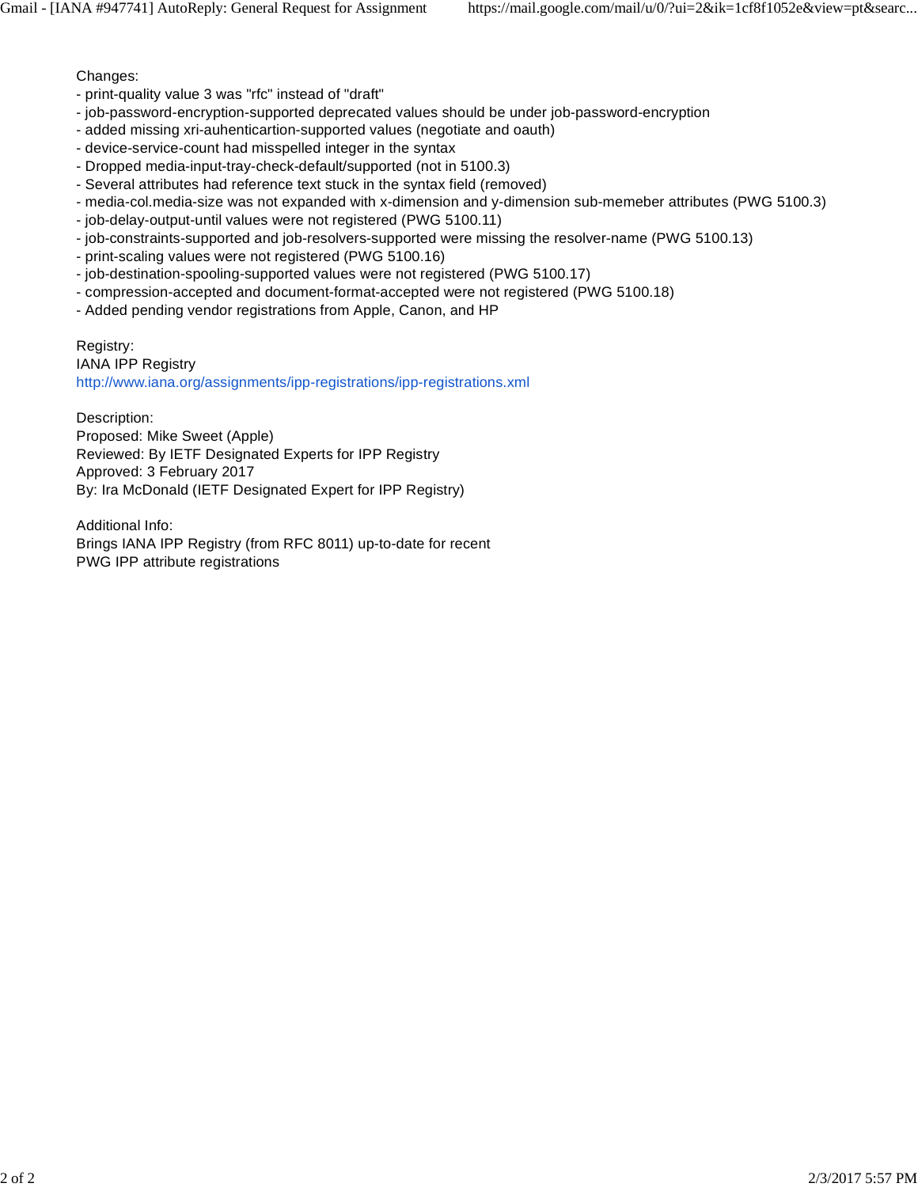Changes:
- print-quality value 3 was "rfc" instead of "draft"
- job-password-encryption-supported deprecated values should be under job-password-encryption
- added missing xri-auhenticartion-supported values (negotiate and oauth)
- device-service-count had misspelled integer in the syntax
- Dropped media-input-tray-check-default/supported (not in 5100.3)
- Several attributes had reference text stuck in the syntax field (removed)
- media-col.media-size was not expanded with x-dimension and y-dimension sub-memeber attributes (PWG 5100.3)
- job-delay-output-until values were not registered (PWG 5100.11)
- job-constraints-supported and job-resolvers-supported were missing the resolver-name (PWG 5100.13)
- print-scaling values were not registered (PWG 5100.16)
- job-destination-spooling-supported values were not registered (PWG 5100.17)
- compression-accepted and document-format-accepted were not registered (PWG 5100.18)
- Added pending vendor registrations from Apple, Canon, and HP

Registry:
IANA IPP Registry
http://www.iana.org/assignments/ipp-registrations/ipp-registrations.xml

Description:
Proposed: Mike Sweet (Apple)
Reviewed: By IETF Designated Experts for IPP Registry
Approved: 3 February 2017
By: Ira McDonald (IETF Designated Expert for IPP Registry)

Additional Info:
Brings IANA IPP Registry (from RFC 8011) up-to-date for recent
PWG IPP attribute registrations